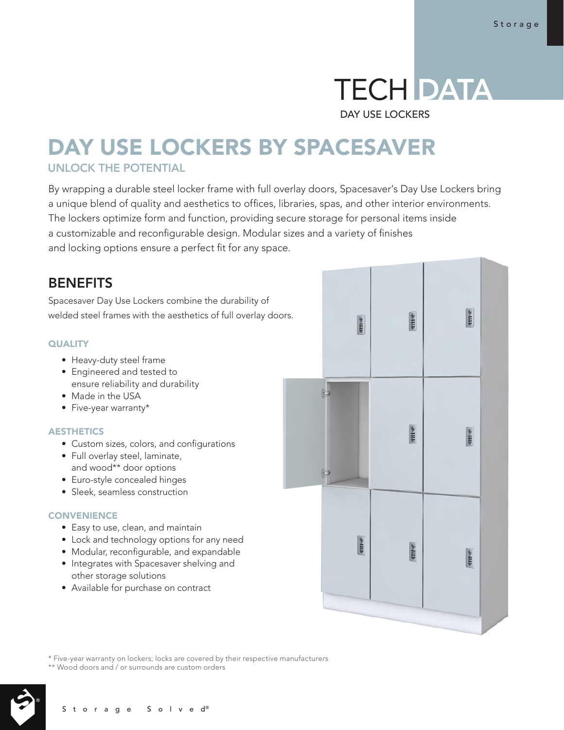# TECH DATA

DAY USE LOCKERS

# DAY USE LOCKERS BY SPACESAVER

## UNLOCK THE POTENTIAL

By wrapping a durable steel locker frame with full overlay doors, Spacesaver's Day Use Lockers bring a unique blend of quality and aesthetics to offices, libraries, spas, and other interior environments. The lockers optimize form and function, providing secure storage for personal items inside a customizable and reconfigurable design. Modular sizes and a variety of finishes and locking options ensure a perfect fit for any space.

## BENEFITS

Spacesaver Day Use Lockers combine the durability of welded steel frames with the aesthetics of full overlay doors.

### QUALITY

- Heavy-duty steel frame
- Engineered and tested to ensure reliability and durability
- Made in the USA
- Five-year warranty*

### AESTHETICS

- Custom sizes, colors, and configurations
- Full overlay steel, laminate, and wood** door options
- Euro-style concealed hinges
- Sleek, seamless construction

### CONVENIENCE

- Easy to use, clean, and maintain
- Lock and technology options for any need
- Modular, reconfigurable, and expandable
- Integrates with Spacesaver shelving and other storage solutions
- Available for purchase on contract

\* Five-year warranty on lockers; locks are covered by their respective manufacturers
\** Wood doors and / or surrounds are custom orders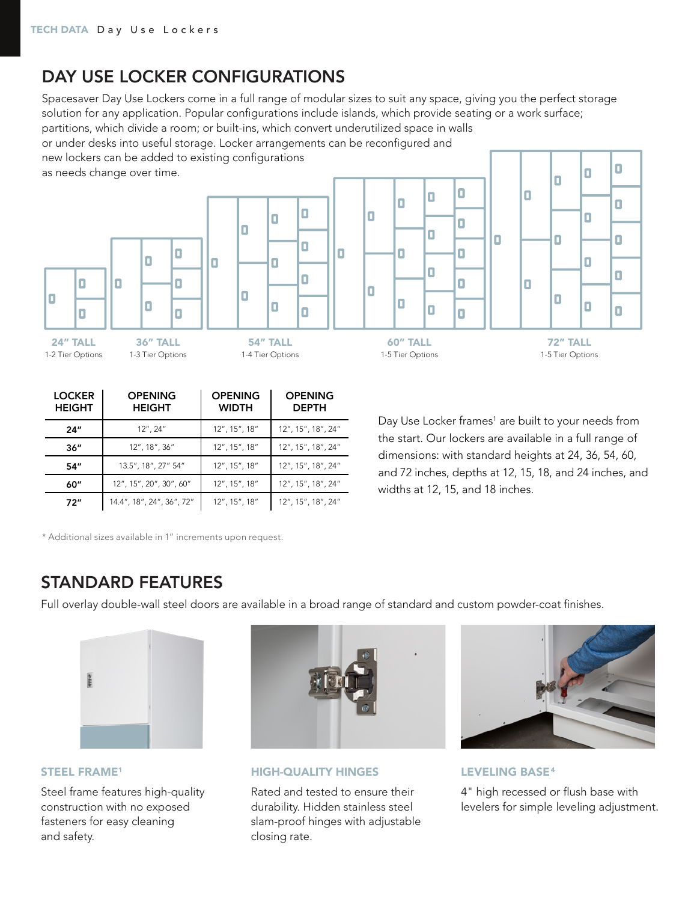## DAY USE LOCKER CONFIGURATIONS

Spacesaver Day Use Lockers come in a full range of modular sizes to suit any space, giving you the perfect storage solution for any application. Popular configurations include islands, which provide seating or a work surface; partitions, which divide a room; or built-ins, which convert underutilized space in walls or under desks into useful storage. Locker arrangements can be reconfigured and new lockers can be added to existing configurations as needs change over time.

**24" TALL**
1-2 Tier Options

**36" TALL**
1-3 Tier Options

**54" TALL**
1-4 Tier Options

**60" TALL**
1-5 Tier Options

**72" TALL**
1-5 Tier Options

| LOCKER HEIGHT | OPENING HEIGHT | OPENING WIDTH | OPENING DEPTH |
|---|---|---|---|
| 24" | 12", 24" | 12", 15", 18" | 12", 15", 18", 24" |
| 36" | 12", 18", 36" | 12", 15", 18" | 12", 15", 18", 24" |
| 54" | 13.5", 18", 27" 54" | 12", 15", 18" | 12", 15", 18", 24" |
| 60" | 12", 15", 20", 30", 60" | 12", 15", 18" | 12", 15", 18", 24" |
| 72" | 14.4", 18", 24", 36", 72" | 12", 15", 18" | 12", 15", 18", 24" |

\* Additional sizes available in 1" increments upon request.

Day Use Locker frames[1] are built to your needs from the start. Our lockers are available in a full range of dimensions: with standard heights at 24, 36, 54, 60, and 72 inches, depths at 12, 15, 18, and 24 inches, and widths at 12, 15, and 18 inches.

## STANDARD FEATURES

Full overlay double-wall steel doors are available in a broad range of standard and custom powder-coat finishes.

### STEEL FRAME[1]

Steel frame features high-quality construction with no exposed fasteners for easy cleaning and safety.

### HIGH-QUALITY HINGES

Rated and tested to ensure their durability. Hidden stainless steel slam-proof hinges with adjustable closing rate.

### LEVELING BASE[4]

4" high recessed or flush base with levelers for simple leveling adjustment.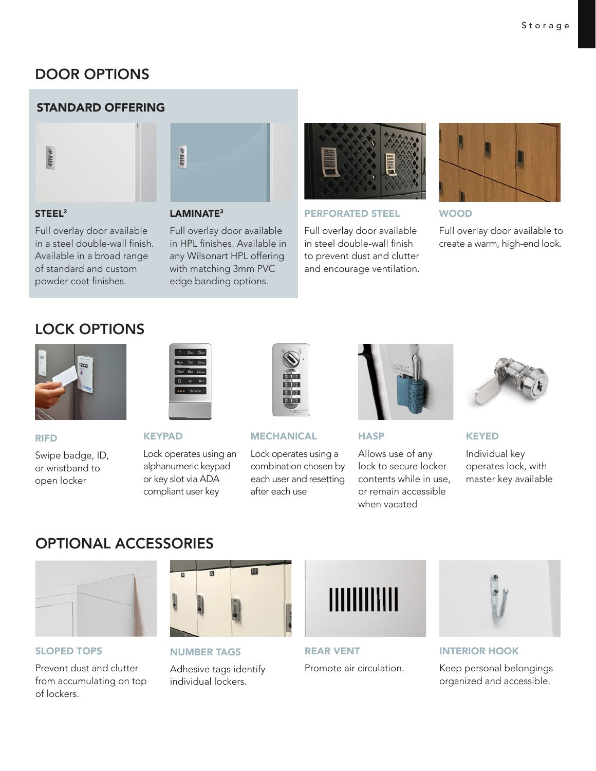## DOOR OPTIONS

### STANDARD OFFERING

#### STEEL[2]

Full overlay door available in a steel double-wall finish. Available in a broad range of standard and custom powder coat finishes.

#### LAMINATE[3]

Full overlay door available in HPL finishes. Available in any Wilsonart HPL offering with matching 3mm PVC edge banding options.

#### PERFORATED STEEL

Full overlay door available in steel double-wall finish to prevent dust and clutter and encourage ventilation.

#### WOOD

Full overlay door available to create a warm, high-end look.

## LOCK OPTIONS

#### RIFD

Swipe badge, ID, or wristband to open locker

#### KEYPAD

Lock operates using an alphanumeric keypad or key slot via ADA compliant user key

#### MECHANICAL

Lock operates using a combination chosen by each user and resetting after each use

#### HASP

Allows use of any lock to secure locker contents while in use, or remain accessible when vacated

#### KEYED

Individual key operates lock, with master key available

## OPTIONAL ACCESSORIES

#### SLOPED TOPS

Prevent dust and clutter from accumulating on top of lockers.

#### NUMBER TAGS

Adhesive tags identify individual lockers.

#### REAR VENT

Promote air circulation.

#### INTERIOR HOOK

Keep personal belongings organized and accessible.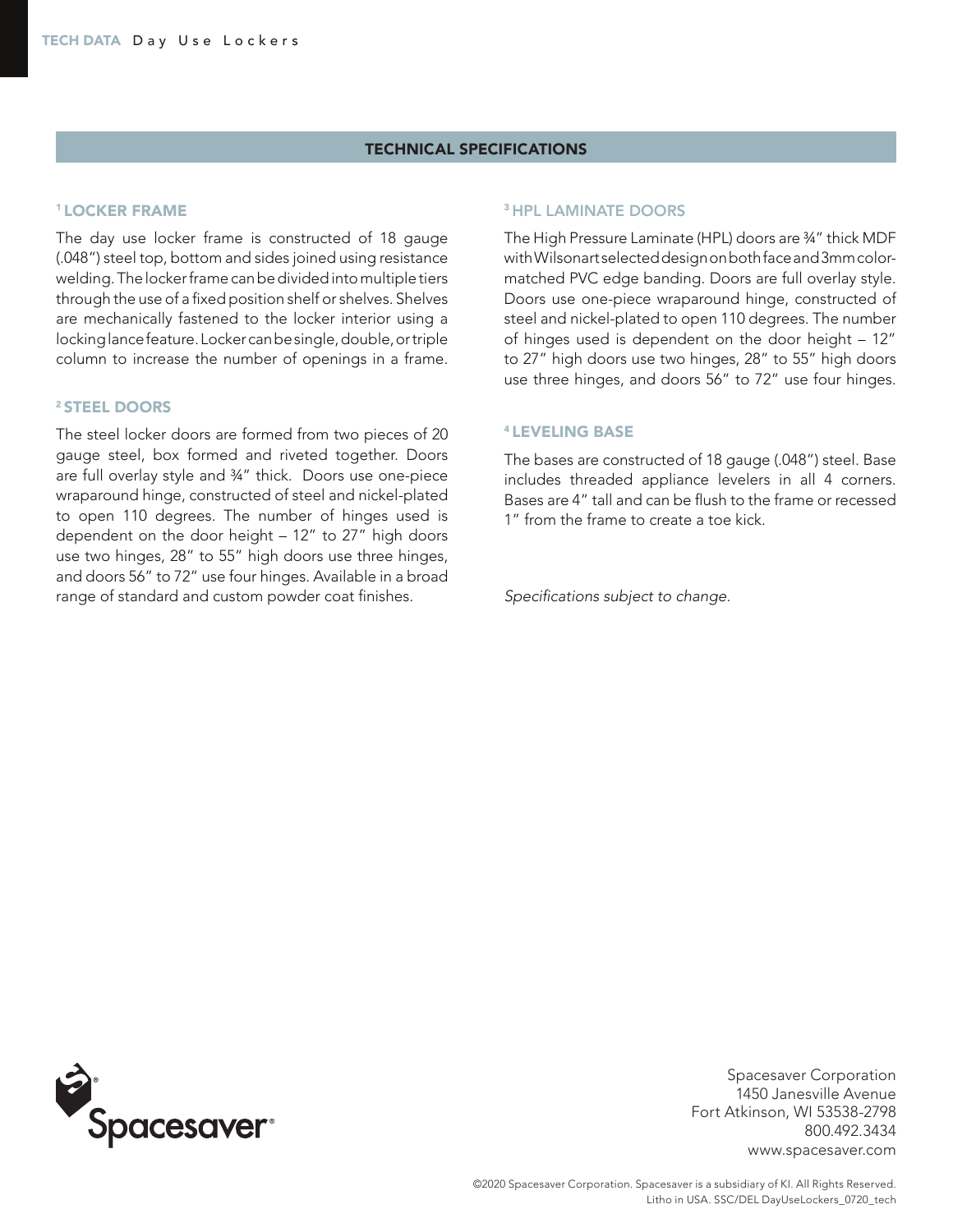## TECHNICAL SPECIFICATIONS

### [1] LOCKER FRAME

The day use locker frame is constructed of 18 gauge (.048") steel top, bottom and sides joined using resistance welding. The locker frame can be divided into multiple tiers through the use of a fixed position shelf or shelves. Shelves are mechanically fastened to the locker interior using a locking lance feature. Locker can be single, double, or triple column to increase the number of openings in a frame.

### [2] STEEL DOORS

The steel locker doors are formed from two pieces of 20 gauge steel, box formed and riveted together. Doors are full overlay style and ¾" thick. Doors use one-piece wraparound hinge, constructed of steel and nickel-plated to open 110 degrees. The number of hinges used is dependent on the door height – 12" to 27" high doors use two hinges, 28" to 55" high doors use three hinges, and doors 56" to 72" use four hinges. Available in a broad range of standard and custom powder coat finishes.

### [3] HPL LAMINATE DOORS

The High Pressure Laminate (HPL) doors are ¾" thick MDF with Wilsonart selected design on both face and 3mm color-matched PVC edge banding. Doors are full overlay style. Doors use one-piece wraparound hinge, constructed of steel and nickel-plated to open 110 degrees. The number of hinges used is dependent on the door height – 12" to 27" high doors use two hinges, 28" to 55" high doors use three hinges, and doors 56" to 72" use four hinges.

### [4] LEVELING BASE

The bases are constructed of 18 gauge (.048") steel. Base includes threaded appliance levelers in all 4 corners. Bases are 4" tall and can be flush to the frame or recessed 1" from the frame to create a toe kick.

*Specifications subject to change.*

Spacesaver Corporation
1450 Janesville Avenue
Fort Atkinson, WI 53538-2798
800.492.3434
www.spacesaver.com

©2020 Spacesaver Corporation. Spacesaver is a subsidiary of KI. All Rights Reserved.
Litho in USA. SSC/DEL DayUseLockers_0720_tech